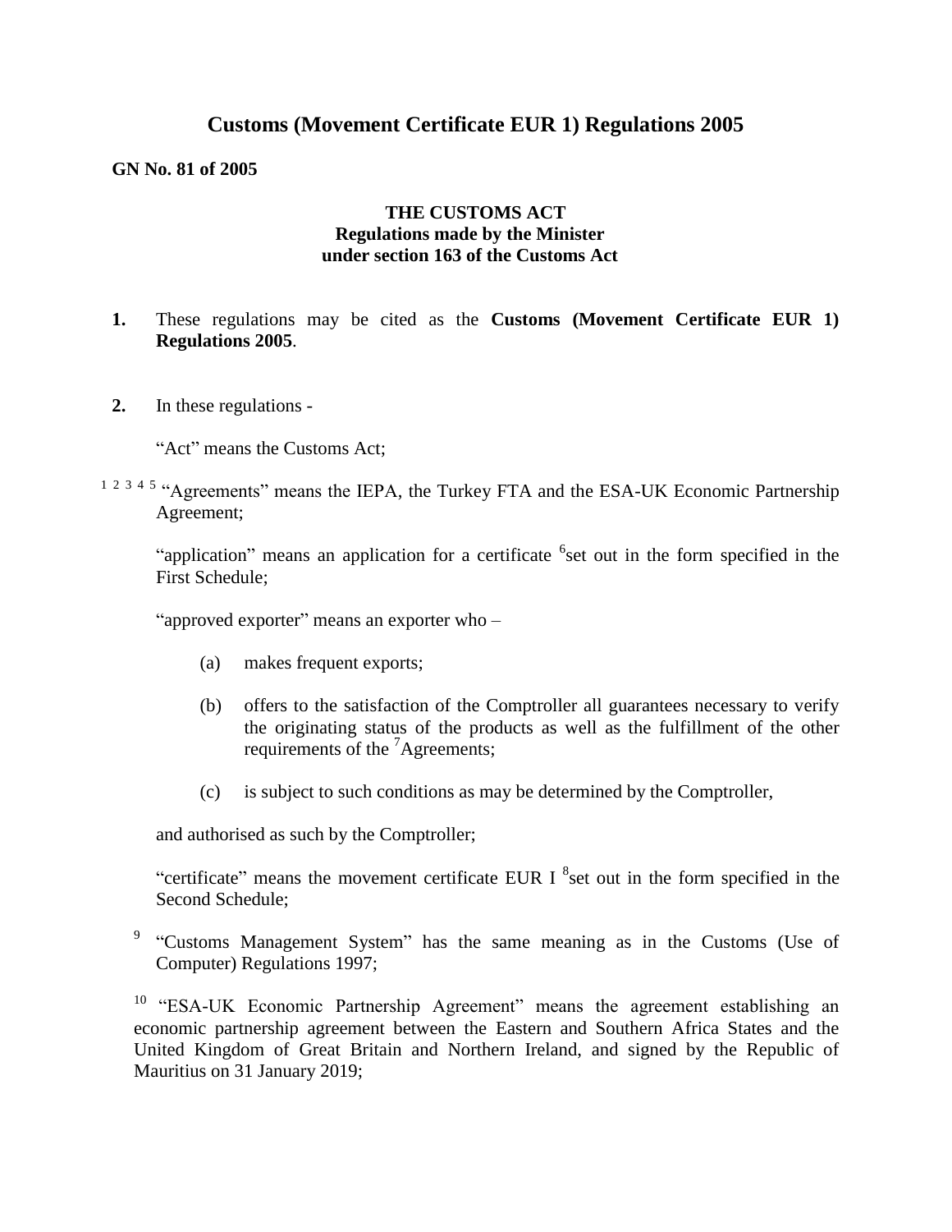# Customs (Movement Certificate EUR 1) Regulations 2005

**GN No. 81 of 2005**

**THE CUSTOMS ACT**
**Regulations made by the Minister**
**under section 163 of the Customs Act**

**1.** These regulations may be cited as the **Customs (Movement Certificate EUR 1) Regulations 2005**.

**2.** In these regulations -

"Act" means the Customs Act;

[1] [2] [3] [4] [5] "Agreements" means the IEPA, the Turkey FTA and the ESA-UK Economic Partnership Agreement;

"application" means an application for a certificate [6]set out in the form specified in the First Schedule;

"approved exporter" means an exporter who –

(a) makes frequent exports;

(b) offers to the satisfaction of the Comptroller all guarantees necessary to verify the originating status of the products as well as the fulfillment of the other requirements of the [7]Agreements;

(c) is subject to such conditions as may be determined by the Comptroller,

and authorised as such by the Comptroller;

"certificate" means the movement certificate EUR I [8]set out in the form specified in the Second Schedule;

[9] "Customs Management System" has the same meaning as in the Customs (Use of Computer) Regulations 1997;

[10] "ESA-UK Economic Partnership Agreement" means the agreement establishing an economic partnership agreement between the Eastern and Southern Africa States and the United Kingdom of Great Britain and Northern Ireland, and signed by the Republic of Mauritius on 31 January 2019;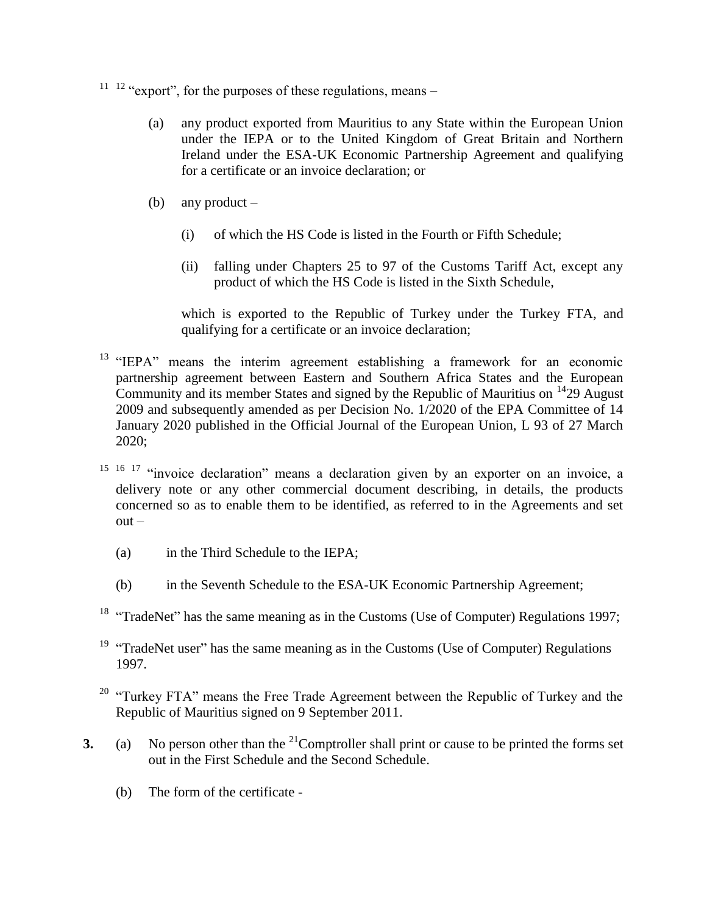[11] [12] "export", for the purposes of these regulations, means –

(a) any product exported from Mauritius to any State within the European Union under the IEPA or to the United Kingdom of Great Britain and Northern Ireland under the ESA-UK Economic Partnership Agreement and qualifying for a certificate or an invoice declaration; or

(b) any product –

(i) of which the HS Code is listed in the Fourth or Fifth Schedule;

(ii) falling under Chapters 25 to 97 of the Customs Tariff Act, except any product of which the HS Code is listed in the Sixth Schedule,

which is exported to the Republic of Turkey under the Turkey FTA, and qualifying for a certificate or an invoice declaration;

[13] "IEPA" means the interim agreement establishing a framework for an economic partnership agreement between Eastern and Southern Africa States and the European Community and its member States and signed by the Republic of Mauritius on [14]29 August 2009 and subsequently amended as per Decision No. 1/2020 of the EPA Committee of 14 January 2020 published in the Official Journal of the European Union, L 93 of 27 March 2020;

[15] [16] [17] "invoice declaration" means a declaration given by an exporter on an invoice, a delivery note or any other commercial document describing, in details, the products concerned so as to enable them to be identified, as referred to in the Agreements and set out –

(a) in the Third Schedule to the IEPA;

(b) in the Seventh Schedule to the ESA-UK Economic Partnership Agreement;

[18] "TradeNet" has the same meaning as in the Customs (Use of Computer) Regulations 1997;

[19] "TradeNet user" has the same meaning as in the Customs (Use of Computer) Regulations 1997.

[20] "Turkey FTA" means the Free Trade Agreement between the Republic of Turkey and the Republic of Mauritius signed on 9 September 2011.

**3.** (a) No person other than the [21]Comptroller shall print or cause to be printed the forms set out in the First Schedule and the Second Schedule.

(b) The form of the certificate -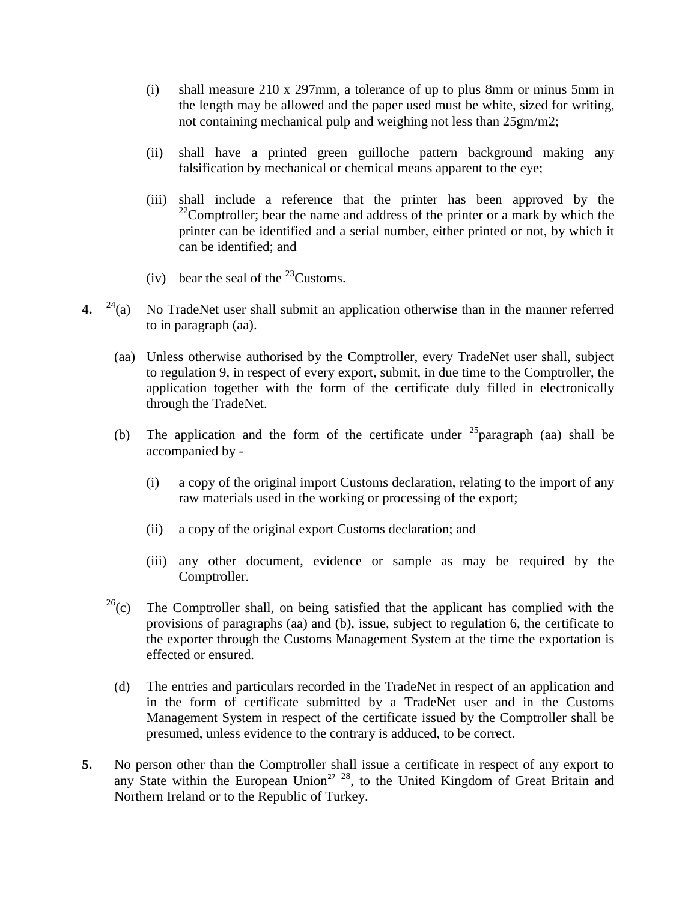(i) shall measure 210 x 297mm, a tolerance of up to plus 8mm or minus 5mm in the length may be allowed and the paper used must be white, sized for writing, not containing mechanical pulp and weighing not less than 25gm/m2;

(ii) shall have a printed green guilloche pattern background making any falsification by mechanical or chemical means apparent to the eye;

(iii) shall include a reference that the printer has been approved by the [22]Comptroller; bear the name and address of the printer or a mark by which the printer can be identified and a serial number, either printed or not, by which it can be identified; and

(iv) bear the seal of the [23]Customs.

**4.** [24](a) No TradeNet user shall submit an application otherwise than in the manner referred to in paragraph (aa).

(aa) Unless otherwise authorised by the Comptroller, every TradeNet user shall, subject to regulation 9, in respect of every export, submit, in due time to the Comptroller, the application together with the form of the certificate duly filled in electronically through the TradeNet.

(b) The application and the form of the certificate under [25]paragraph (aa) shall be accompanied by -

(i) a copy of the original import Customs declaration, relating to the import of any raw materials used in the working or processing of the export;

(ii) a copy of the original export Customs declaration; and

(iii) any other document, evidence or sample as may be required by the Comptroller.

[26](c) The Comptroller shall, on being satisfied that the applicant has complied with the provisions of paragraphs (aa) and (b), issue, subject to regulation 6, the certificate to the exporter through the Customs Management System at the time the exportation is effected or ensured.

(d) The entries and particulars recorded in the TradeNet in respect of an application and in the form of certificate submitted by a TradeNet user and in the Customs Management System in respect of the certificate issued by the Comptroller shall be presumed, unless evidence to the contrary is adduced, to be correct.

**5.** No person other than the Comptroller shall issue a certificate in respect of any export to any State within the European Union[27] [28], to the United Kingdom of Great Britain and Northern Ireland or to the Republic of Turkey.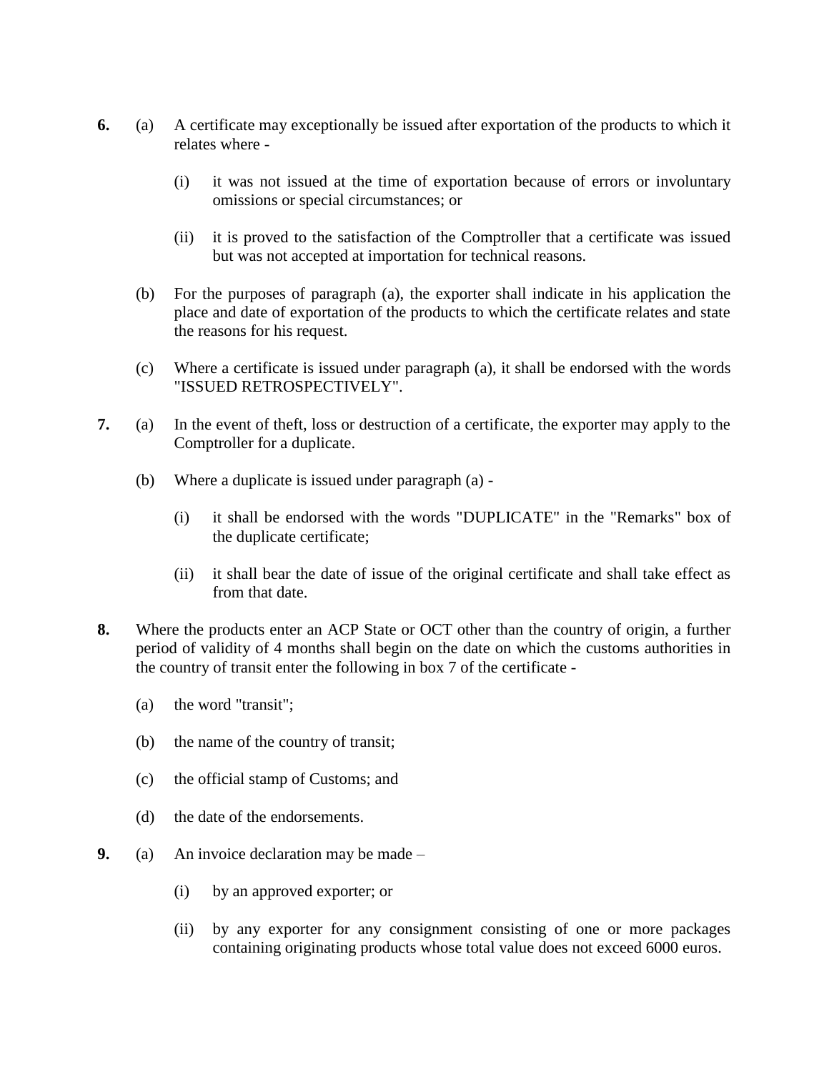**6.** (a) A certificate may exceptionally be issued after exportation of the products to which it relates where -

(i) it was not issued at the time of exportation because of errors or involuntary omissions or special circumstances; or

(ii) it is proved to the satisfaction of the Comptroller that a certificate was issued but was not accepted at importation for technical reasons.

(b) For the purposes of paragraph (a), the exporter shall indicate in his application the place and date of exportation of the products to which the certificate relates and state the reasons for his request.

(c) Where a certificate is issued under paragraph (a), it shall be endorsed with the words "ISSUED RETROSPECTIVELY".

**7.** (a) In the event of theft, loss or destruction of a certificate, the exporter may apply to the Comptroller for a duplicate.

(b) Where a duplicate is issued under paragraph (a) -

(i) it shall be endorsed with the words "DUPLICATE" in the "Remarks" box of the duplicate certificate;

(ii) it shall bear the date of issue of the original certificate and shall take effect as from that date.

**8.** Where the products enter an ACP State or OCT other than the country of origin, a further period of validity of 4 months shall begin on the date on which the customs authorities in the country of transit enter the following in box 7 of the certificate -

(a) the word "transit";

(b) the name of the country of transit;

(c) the official stamp of Customs; and

(d) the date of the endorsements.

**9.** (a) An invoice declaration may be made –

(i) by an approved exporter; or

(ii) by any exporter for any consignment consisting of one or more packages containing originating products whose total value does not exceed 6000 euros.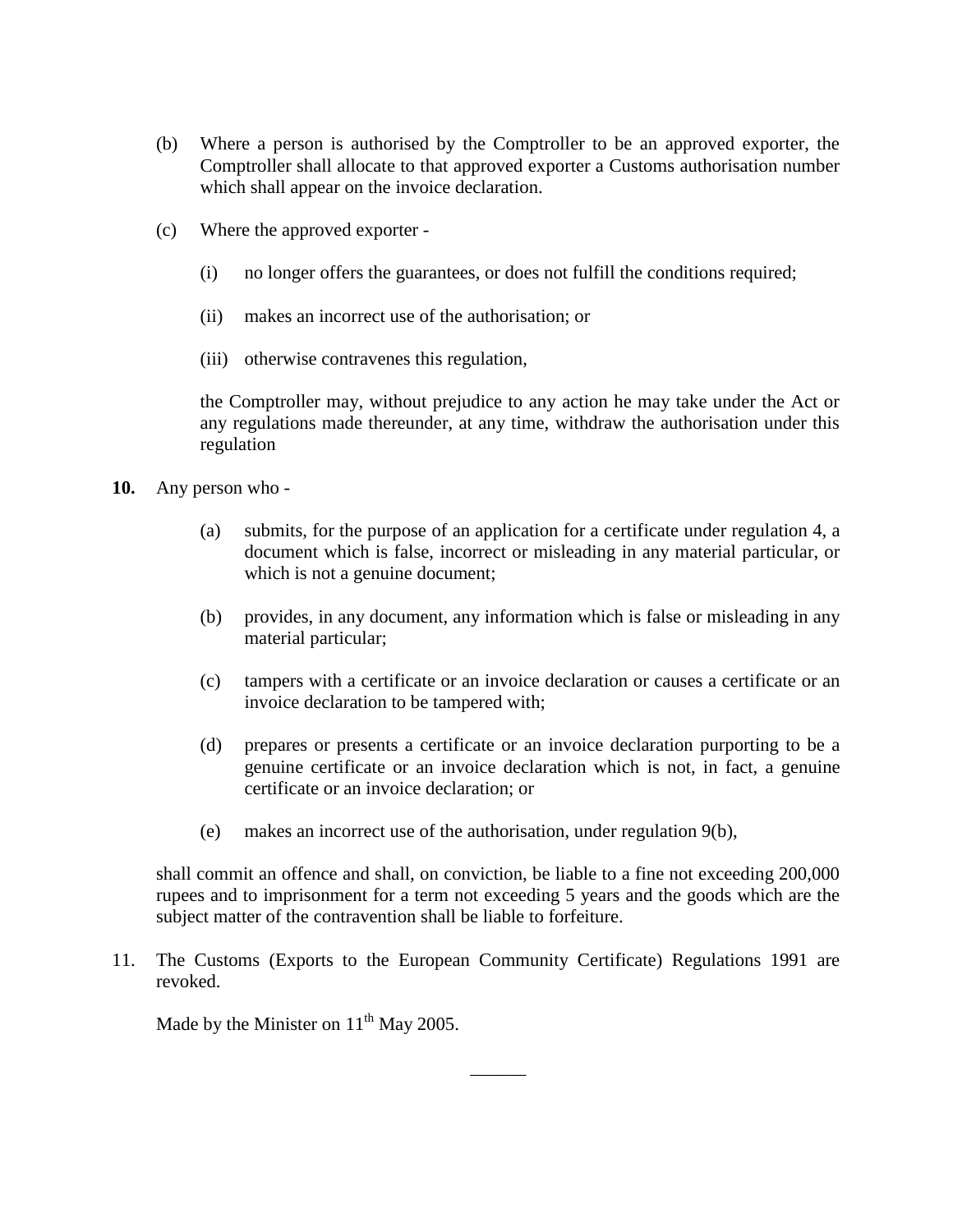(b) Where a person is authorised by the Comptroller to be an approved exporter, the Comptroller shall allocate to that approved exporter a Customs authorisation number which shall appear on the invoice declaration.

(c) Where the approved exporter -

(i) no longer offers the guarantees, or does not fulfill the conditions required;

(ii) makes an incorrect use of the authorisation; or

(iii) otherwise contravenes this regulation,

the Comptroller may, without prejudice to any action he may take under the Act or any regulations made thereunder, at any time, withdraw the authorisation under this regulation

**10.** Any person who -

(a) submits, for the purpose of an application for a certificate under regulation 4, a document which is false, incorrect or misleading in any material particular, or which is not a genuine document;

(b) provides, in any document, any information which is false or misleading in any material particular;

(c) tampers with a certificate or an invoice declaration or causes a certificate or an invoice declaration to be tampered with;

(d) prepares or presents a certificate or an invoice declaration purporting to be a genuine certificate or an invoice declaration which is not, in fact, a genuine certificate or an invoice declaration; or

(e) makes an incorrect use of the authorisation, under regulation 9(b),

shall commit an offence and shall, on conviction, be liable to a fine not exceeding 200,000 rupees and to imprisonment for a term not exceeding 5 years and the goods which are the subject matter of the contravention shall be liable to forfeiture.

11. The Customs (Exports to the European Community Certificate) Regulations 1991 are revoked.

Made by the Minister on 11th May 2005.

______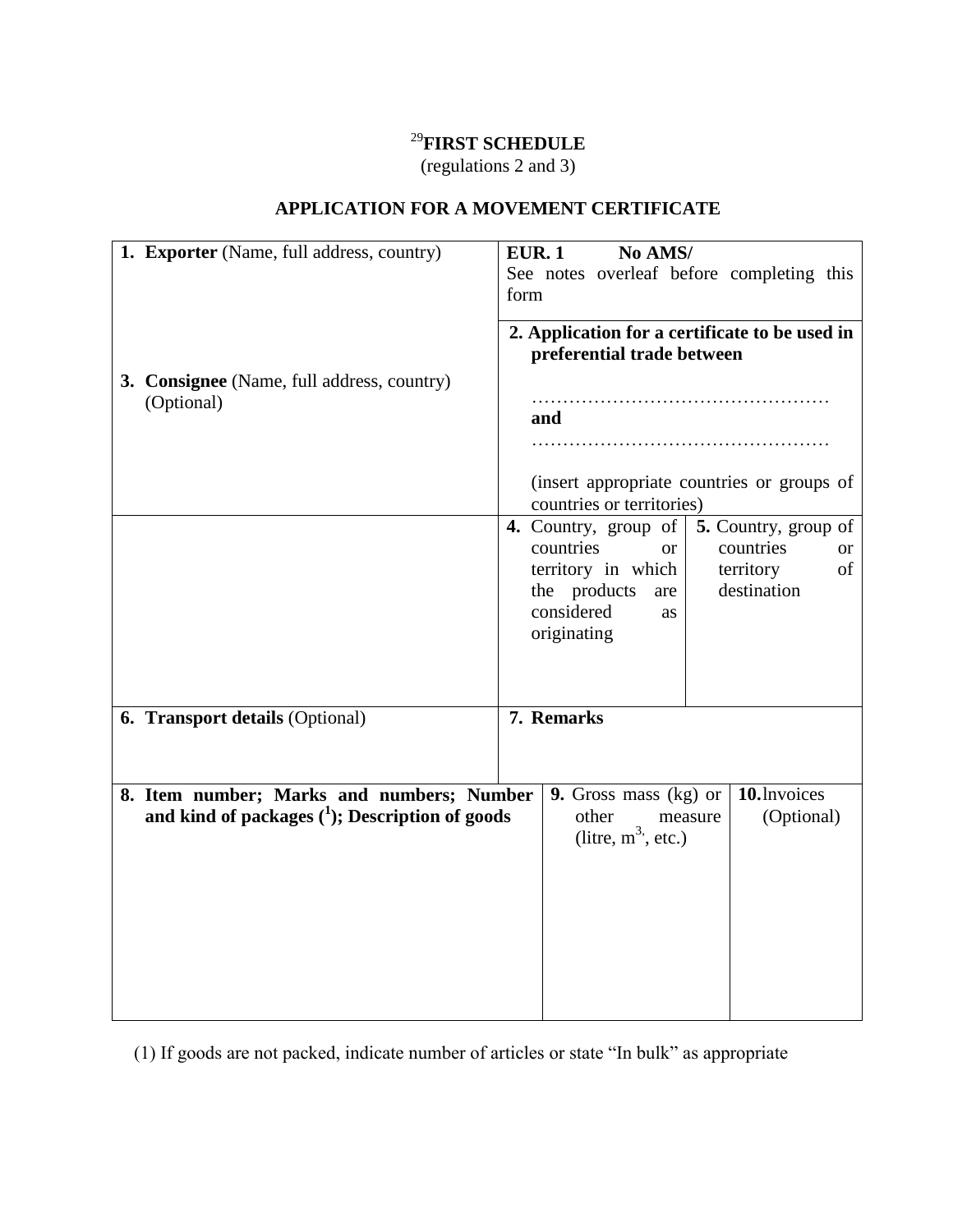# [29]FIRST SCHEDULE

(regulations 2 and 3)

## APPLICATION FOR A MOVEMENT CERTIFICATE

| | | | |
|---|---|---|---|
| **1. Exporter** (Name, full address, country) | **EUR. 1 No AMS/**<br>See notes overleaf before completing this form | | |
| **3. Consignee** (Name, full address, country) (Optional) | **2. Application for a certificate to be used in preferential trade between**<br>…………………………………………<br>**and**<br>…………………………………………<br>(insert appropriate countries or groups of countries or territories) | | |
| | **4.** Country, group of countries or territory in which the products are considered as originating | **5.** Country, group of countries or territory of destination | |
| **6. Transport details** (Optional) | **7. Remarks** | | |
| **8. Item number; Marks and numbers; Number and kind of packages ([1]); Description of goods** | **9.** Gross mass (kg) or other measure (litre, $m^3$, etc.) | **10.** Invoices (Optional) | |

(1) If goods are not packed, indicate number of articles or state "In bulk" as appropriate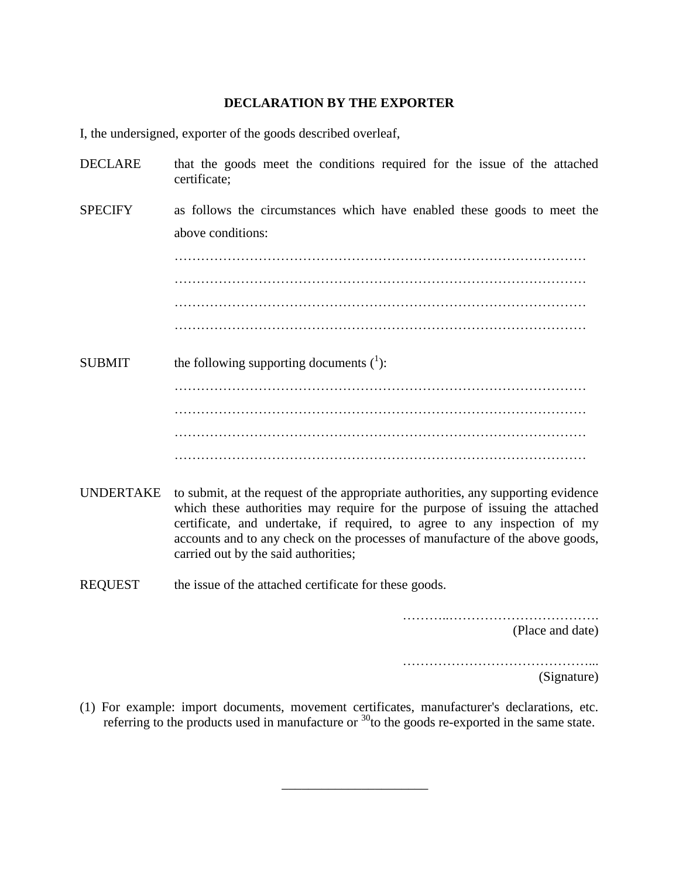## DECLARATION BY THE EXPORTER

I, the undersigned, exporter of the goods described overleaf,

DECLARE that the goods meet the conditions required for the issue of the attached certificate;

SPECIFY as follows the circumstances which have enabled these goods to meet the above conditions:

…………………………………………………………………………………

…………………………………………………………………………………

…………………………………………………………………………………

…………………………………………………………………………………

SUBMIT the following supporting documents ([1]):

…………………………………………………………………………………

…………………………………………………………………………………

…………………………………………………………………………………

…………………………………………………………………………………

UNDERTAKE to submit, at the request of the appropriate authorities, any supporting evidence which these authorities may require for the purpose of issuing the attached certificate, and undertake, if required, to agree to any inspection of my accounts and to any check on the processes of manufacture of the above goods, carried out by the said authorities;

REQUEST the issue of the attached certificate for these goods.

………..…………………………….
(Place and date)

……………………………………...
(Signature)

(1) For example: import documents, movement certificates, manufacturer's declarations, etc. referring to the products used in manufacture or [30]to the goods re-exported in the same state.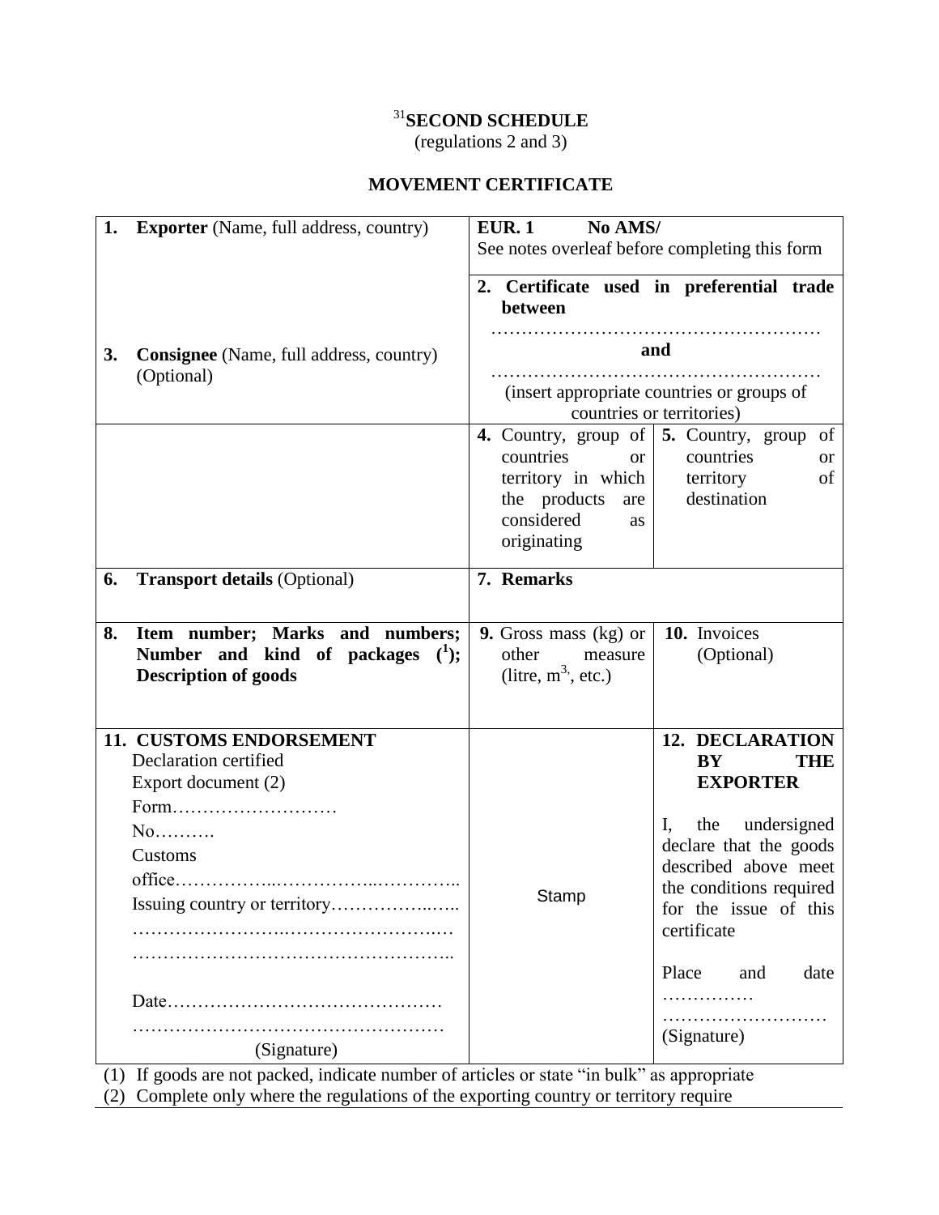[31]**SECOND SCHEDULE**
(regulations 2 and 3)

**MOVEMENT CERTIFICATE**

| | | |
|---|---|---|
| **1. Exporter** (Name, full address, country) | **EUR. 1 No AMS/**<br>See notes overleaf before completing this form | |
| **3. Consignee** (Name, full address, country) (Optional) | **2. Certificate used in preferential trade between**<br>………………………………………………<br>**and**<br>………………………………………………<br>(insert appropriate countries or groups of countries or territories) | |
| | **4.** Country, group of countries or territory in which the products are considered as originating | **5.** Country, group of countries or territory of destination |
| **6. Transport details** (Optional) | **7. Remarks** | |
| **8. Item number; Marks and numbers; Number and kind of packages (1); Description of goods** | **9.** Gross mass (kg) or other measure (litre, $m^3$, etc.) | **10.** Invoices (Optional) |
| **11. CUSTOMS ENDORSEMENT**<br>Declaration certified<br>Export document (2)<br>Form………………………<br>No……….<br>Customs office……………..……………..…………..<br>Issuing country or territory……………..…..<br>…………………..……………………..…<br>……………………………………………..<br><br>Date………………………………………<br>……………………………………………<br>(Signature) | Stamp | **12. DECLARATION BY THE EXPORTER**<br><br>I, the undersigned declare that the goods described above meet the conditions required for the issue of this certificate<br><br>Place and date ……………<br>………………………<br>(Signature) |

(1) If goods are not packed, indicate number of articles or state "in bulk" as appropriate
(2) Complete only where the regulations of the exporting country or territory require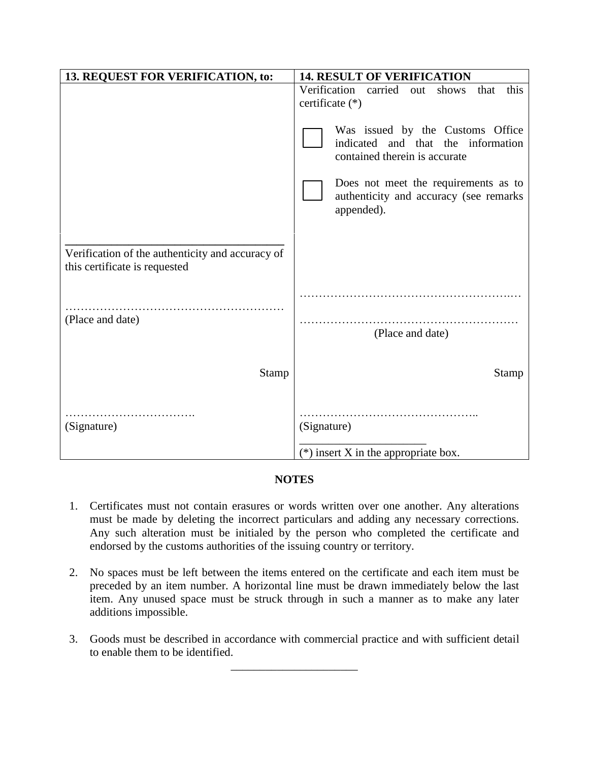| 13. REQUEST FOR VERIFICATION, to: | 14. RESULT OF VERIFICATION |
|---|---|
| <br><br><br><br>\_\_\_\_\_\_\_\_\_\_\_\_\_\_\_\_\_\_\_\_\_\_\_\_\_\_\_\_\_\_\_\_<br>Verification of the authenticity and accuracy of this certificate is requested<br><br>………………………………………………<br>(Place and date)<br><br>Stamp<br><br>…………………………….<br>(Signature) | Verification carried out shows that this certificate (*)<br><br>☐ Was issued by the Customs Office indicated and that the information contained therein is accurate<br><br>☐ Does not meet the requirements as to authenticity and accuracy (see remarks appended).<br><br>………………………………………………<br><br>………………………………………………<br>(Place and date)<br><br>Stamp<br><br>………………………………………..<br>(Signature)<br>\_\_\_\_\_\_\_\_\_\_\_\_\_\_\_\_\_\_\_\_<br>(*) insert X in the appropriate box. |

## NOTES

1. Certificates must not contain erasures or words written over one another. Any alterations must be made by deleting the incorrect particulars and adding any necessary corrections. Any such alteration must be initialed by the person who completed the certificate and endorsed by the customs authorities of the issuing country or territory.

2. No spaces must be left between the items entered on the certificate and each item must be preceded by an item number. A horizontal line must be drawn immediately below the last item. Any unused space must be struck through in such a manner as to make any later additions impossible.

3. Goods must be described in accordance with commercial practice and with sufficient detail to enable them to be identified.

---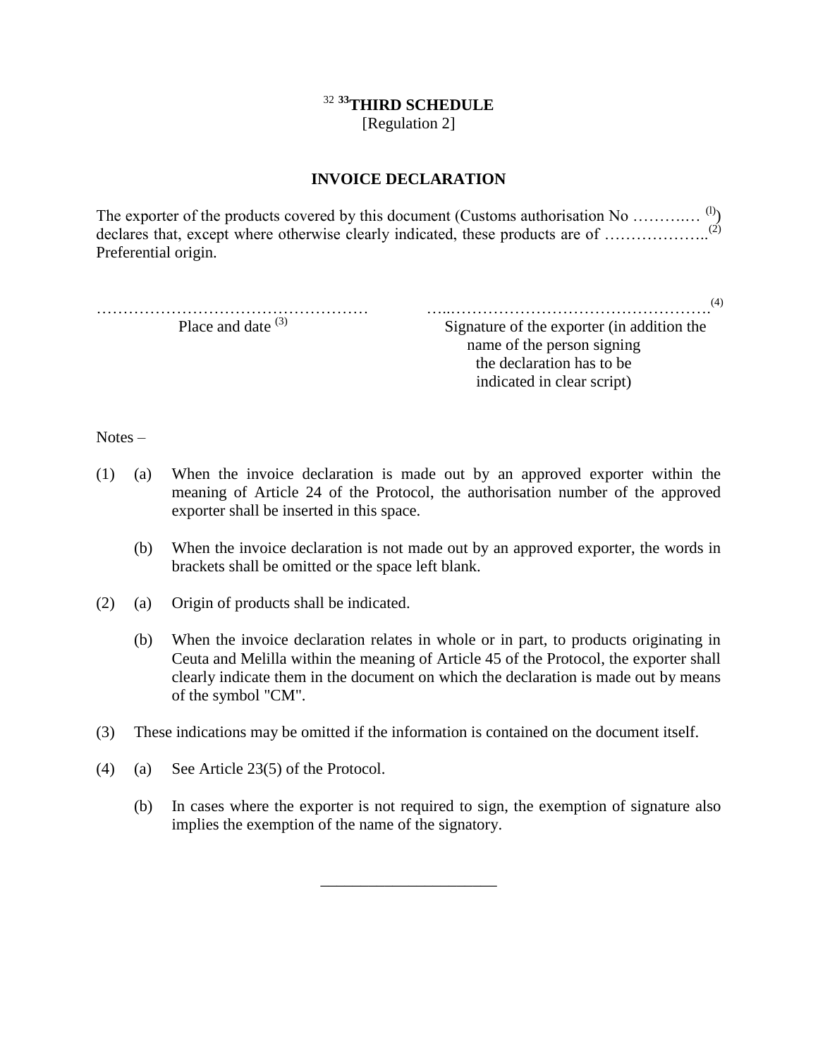# [32] [33]THIRD SCHEDULE

[Regulation 2]

## INVOICE DECLARATION

The exporter of the products covered by this document (Customs authorisation No ………… [(1)]) declares that, except where otherwise clearly indicated, these products are of ……………….. [(2)] Preferential origin.

…………………………………………… ……………………………………………… [(4)]

Place and date [(3)]

Signature of the exporter (in addition the name of the person signing the declaration has to be indicated in clear script)

Notes –

(1) (a) When the invoice declaration is made out by an approved exporter within the meaning of Article 24 of the Protocol, the authorisation number of the approved exporter shall be inserted in this space.

(b) When the invoice declaration is not made out by an approved exporter, the words in brackets shall be omitted or the space left blank.

(2) (a) Origin of products shall be indicated.

(b) When the invoice declaration relates in whole or in part, to products originating in Ceuta and Melilla within the meaning of Article 45 of the Protocol, the exporter shall clearly indicate them in the document on which the declaration is made out by means of the symbol "CM".

(3) These indications may be omitted if the information is contained on the document itself.

(4) (a) See Article 23(5) of the Protocol.

(b) In cases where the exporter is not required to sign, the exemption of signature also implies the exemption of the name of the signatory.

---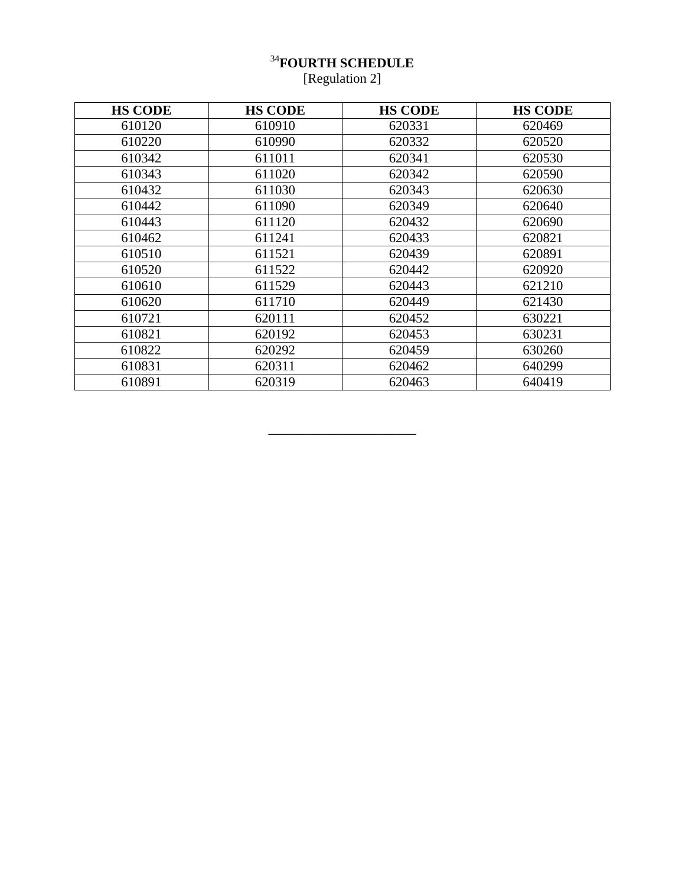# [34]FOURTH SCHEDULE

[Regulation 2]

| HS CODE | HS CODE | HS CODE | HS CODE |
|---|---|---|---|
| 610120 | 610910 | 620331 | 620469 |
| 610220 | 610990 | 620332 | 620520 |
| 610342 | 611011 | 620341 | 620530 |
| 610343 | 611020 | 620342 | 620590 |
| 610432 | 611030 | 620343 | 620630 |
| 610442 | 611090 | 620349 | 620640 |
| 610443 | 611120 | 620432 | 620690 |
| 610462 | 611241 | 620433 | 620821 |
| 610510 | 611521 | 620439 | 620891 |
| 610520 | 611522 | 620442 | 620920 |
| 610610 | 611529 | 620443 | 621210 |
| 610620 | 611710 | 620449 | 621430 |
| 610721 | 620111 | 620452 | 630221 |
| 610821 | 620192 | 620453 | 630231 |
| 610822 | 620292 | 620459 | 630260 |
| 610831 | 620311 | 620462 | 640299 |
| 610891 | 620319 | 620463 | 640419 |

______________________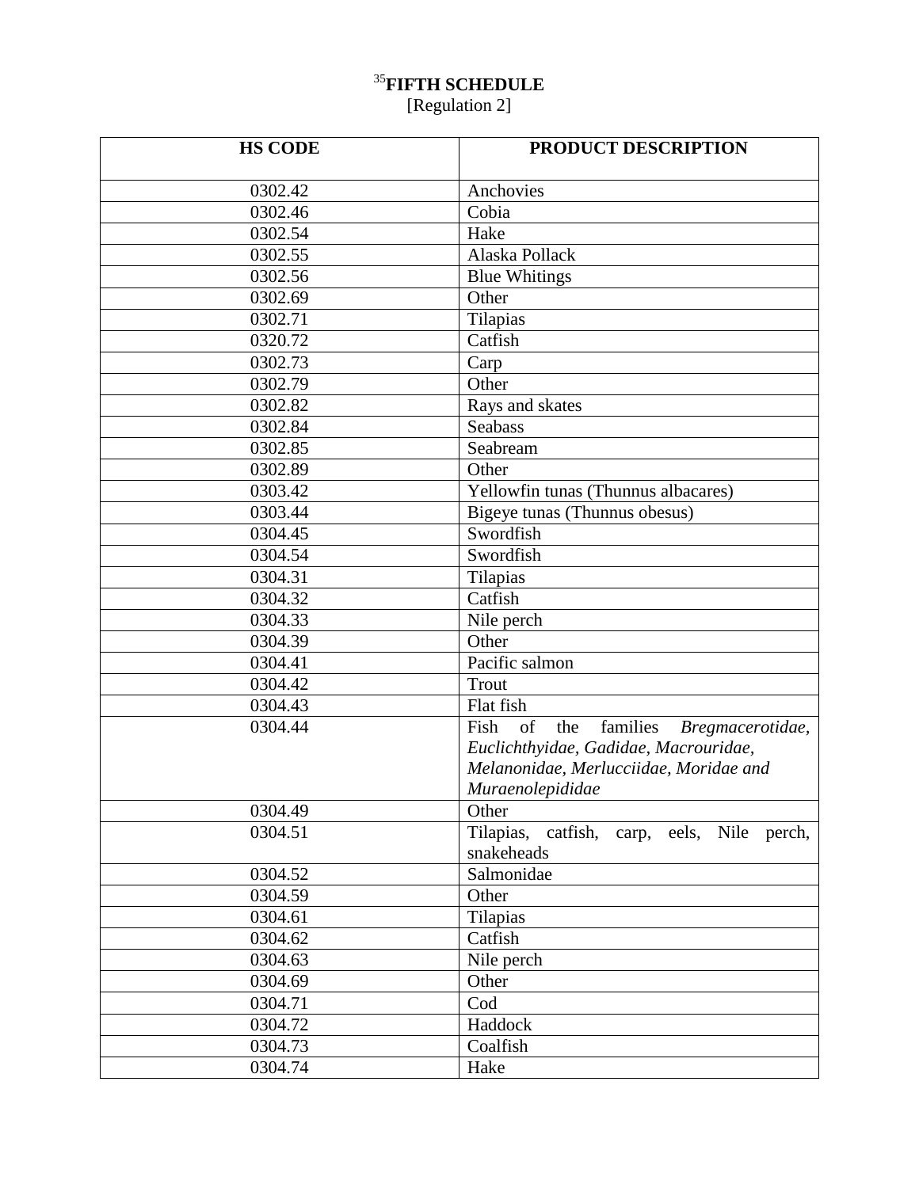# [35]FIFTH SCHEDULE

[Regulation 2]

| HS CODE | PRODUCT DESCRIPTION |
|---|---|
| 0302.42 | Anchovies |
| 0302.46 | Cobia |
| 0302.54 | Hake |
| 0302.55 | Alaska Pollack |
| 0302.56 | Blue Whitings |
| 0302.69 | Other |
| 0302.71 | Tilapias |
| 0320.72 | Catfish |
| 0302.73 | Carp |
| 0302.79 | Other |
| 0302.82 | Rays and skates |
| 0302.84 | Seabass |
| 0302.85 | Seabream |
| 0302.89 | Other |
| 0303.42 | Yellowfin tunas (Thunnus albacares) |
| 0303.44 | Bigeye tunas (Thunnus obesus) |
| 0304.45 | Swordfish |
| 0304.54 | Swordfish |
| 0304.31 | Tilapias |
| 0304.32 | Catfish |
| 0304.33 | Nile perch |
| 0304.39 | Other |
| 0304.41 | Pacific salmon |
| 0304.42 | Trout |
| 0304.43 | Flat fish |
| 0304.44 | Fish of the families *Bregmacerotidae, Euclichthyidae, Gadidae, Macrouridae, Melanonidae, Merlucciidae, Moridae and Muraenolepididae* |
| 0304.49 | Other |
| 0304.51 | Tilapias, catfish, carp, eels, Nile perch, snakeheads |
| 0304.52 | Salmonidae |
| 0304.59 | Other |
| 0304.61 | Tilapias |
| 0304.62 | Catfish |
| 0304.63 | Nile perch |
| 0304.69 | Other |
| 0304.71 | Cod |
| 0304.72 | Haddock |
| 0304.73 | Coalfish |
| 0304.74 | Hake |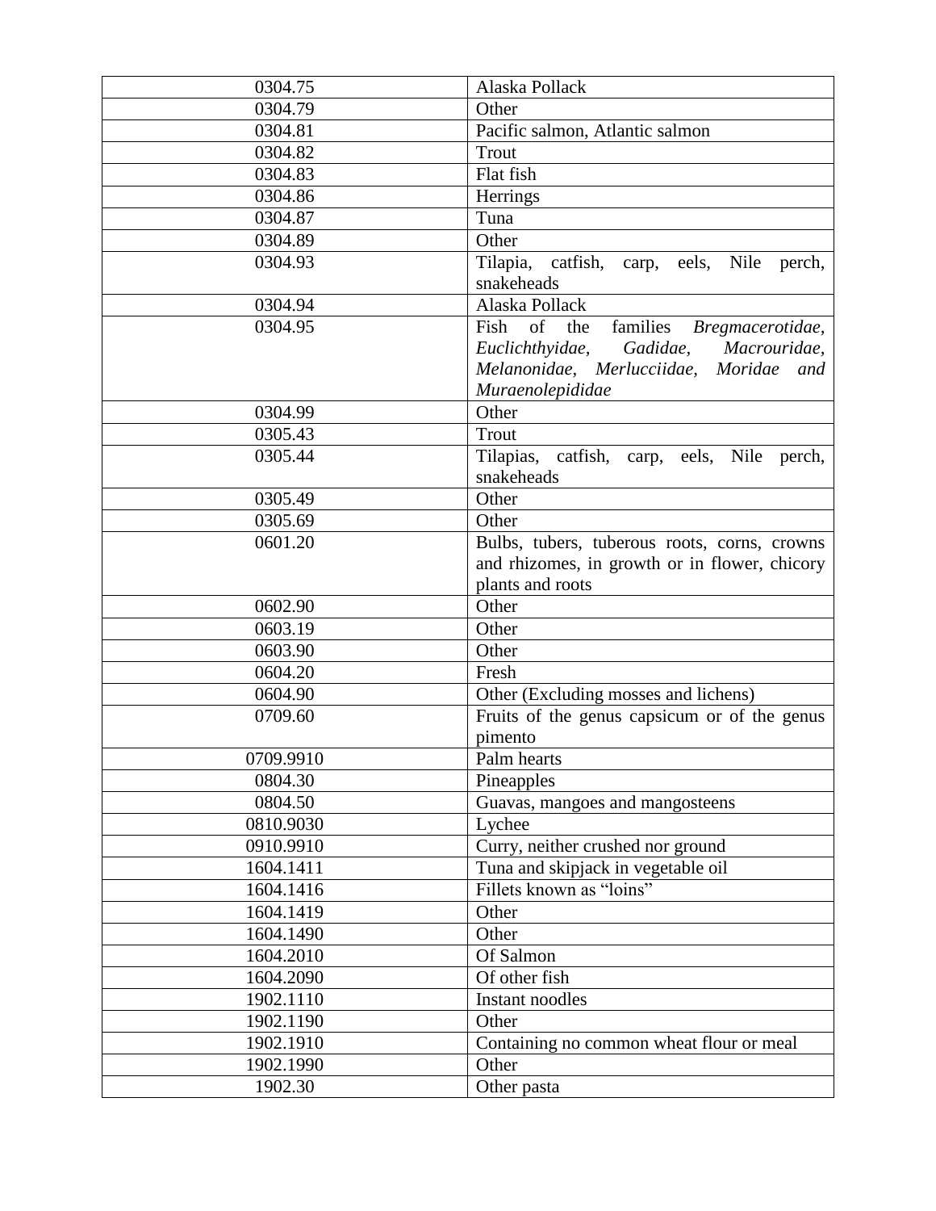| | |
|---|---|
| 0304.75 | Alaska Pollack |
| 0304.79 | Other |
| 0304.81 | Pacific salmon, Atlantic salmon |
| 0304.82 | Trout |
| 0304.83 | Flat fish |
| 0304.86 | Herrings |
| 0304.87 | Tuna |
| 0304.89 | Other |
| 0304.93 | Tilapia, catfish, carp, eels, Nile perch, snakeheads |
| 0304.94 | Alaska Pollack |
| 0304.95 | Fish of the families *Bregmacerotidae, Euclichthyidae, Gadidae, Macrouridae, Melanonidae, Merlucciidae, Moridae and Muraenolepididae* |
| 0304.99 | Other |
| 0305.43 | Trout |
| 0305.44 | Tilapias, catfish, carp, eels, Nile perch, snakeheads |
| 0305.49 | Other |
| 0305.69 | Other |
| 0601.20 | Bulbs, tubers, tuberous roots, corns, crowns and rhizomes, in growth or in flower, chicory plants and roots |
| 0602.90 | Other |
| 0603.19 | Other |
| 0603.90 | Other |
| 0604.20 | Fresh |
| 0604.90 | Other (Excluding mosses and lichens) |
| 0709.60 | Fruits of the genus capsicum or of the genus pimento |
| 0709.9910 | Palm hearts |
| 0804.30 | Pineapples |
| 0804.50 | Guavas, mangoes and mangosteens |
| 0810.9030 | Lychee |
| 0910.9910 | Curry, neither crushed nor ground |
| 1604.1411 | Tuna and skipjack in vegetable oil |
| 1604.1416 | Fillets known as "loins" |
| 1604.1419 | Other |
| 1604.1490 | Other |
| 1604.2010 | Of Salmon |
| 1604.2090 | Of other fish |
| 1902.1110 | Instant noodles |
| 1902.1190 | Other |
| 1902.1910 | Containing no common wheat flour or meal |
| 1902.1990 | Other |
| 1902.30 | Other pasta |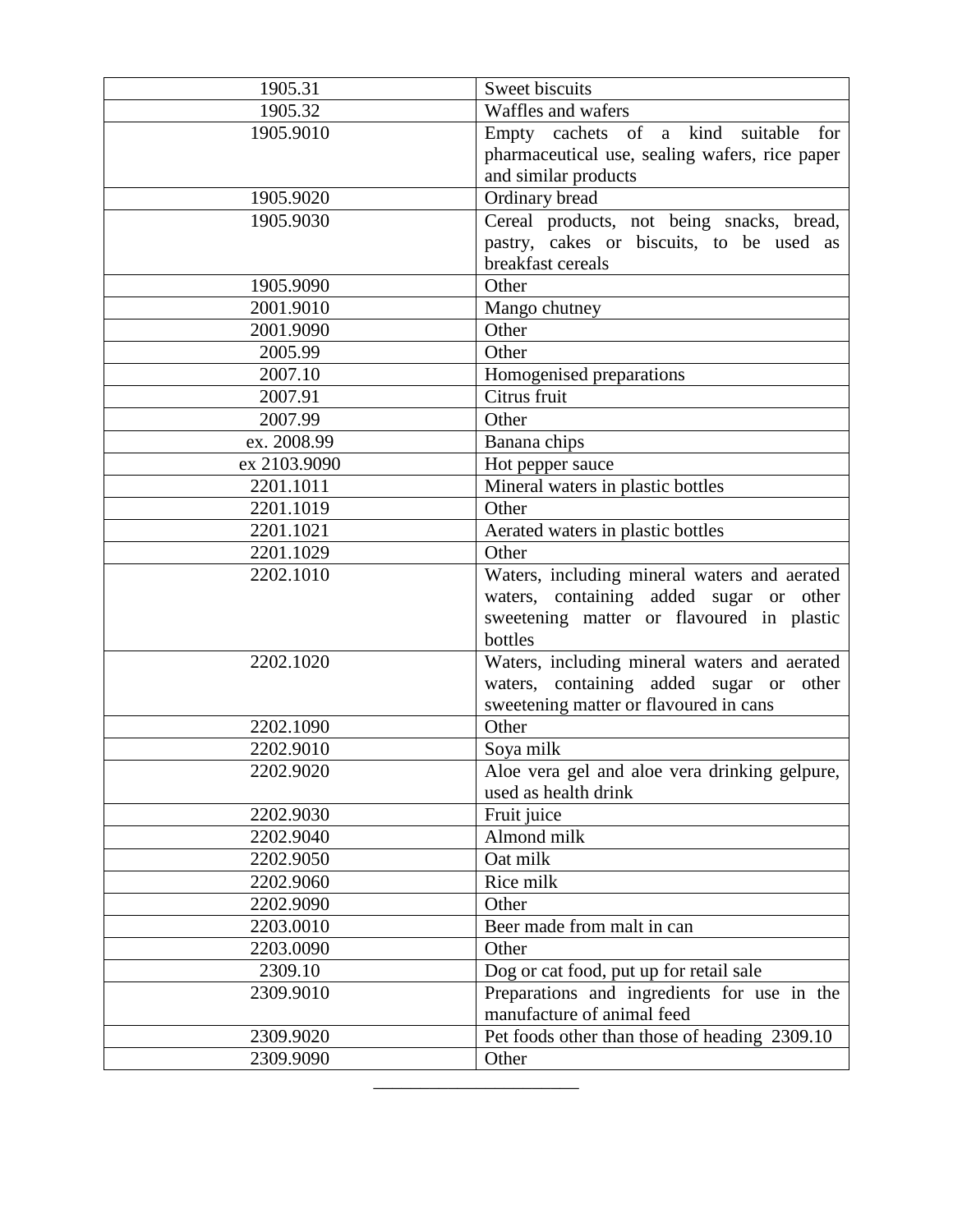| | |
|---|---|
| 1905.31 | Sweet biscuits |
| 1905.32 | Waffles and wafers |
| 1905.9010 | Empty cachets of a kind suitable for pharmaceutical use, sealing wafers, rice paper and similar products |
| 1905.9020 | Ordinary bread |
| 1905.9030 | Cereal products, not being snacks, bread, pastry, cakes or biscuits, to be used as breakfast cereals |
| 1905.9090 | Other |
| 2001.9010 | Mango chutney |
| 2001.9090 | Other |
| 2005.99 | Other |
| 2007.10 | Homogenised preparations |
| 2007.91 | Citrus fruit |
| 2007.99 | Other |
| ex. 2008.99 | Banana chips |
| ex 2103.9090 | Hot pepper sauce |
| 2201.1011 | Mineral waters in plastic bottles |
| 2201.1019 | Other |
| 2201.1021 | Aerated waters in plastic bottles |
| 2201.1029 | Other |
| 2202.1010 | Waters, including mineral waters and aerated waters, containing added sugar or other sweetening matter or flavoured in plastic bottles |
| 2202.1020 | Waters, including mineral waters and aerated waters, containing added sugar or other sweetening matter or flavoured in cans |
| 2202.1090 | Other |
| 2202.9010 | Soya milk |
| 2202.9020 | Aloe vera gel and aloe vera drinking gelpure, used as health drink |
| 2202.9030 | Fruit juice |
| 2202.9040 | Almond milk |
| 2202.9050 | Oat milk |
| 2202.9060 | Rice milk |
| 2202.9090 | Other |
| 2203.0010 | Beer made from malt in can |
| 2203.0090 | Other |
| 2309.10 | Dog or cat food, put up for retail sale |
| 2309.9010 | Preparations and ingredients for use in the manufacture of animal feed |
| 2309.9020 | Pet foods other than those of heading 2309.10 |
| 2309.9090 | Other |

\_\_\_\_\_\_\_\_\_\_\_\_\_\_\_\_\_\_\_\_\_\_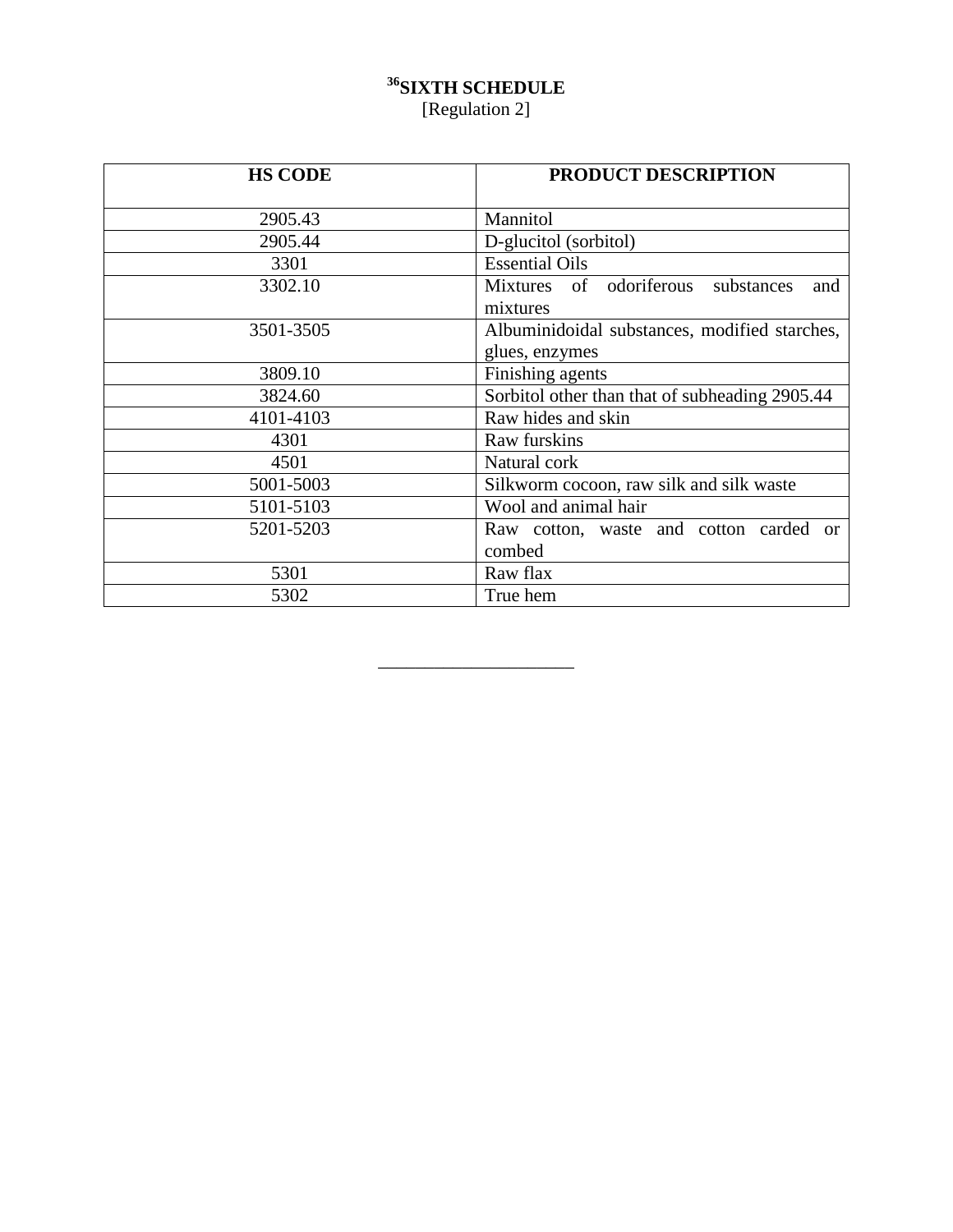# [36]SIXTH SCHEDULE

[Regulation 2]

| HS CODE | PRODUCT DESCRIPTION |
|---|---|
| 2905.43 | Mannitol |
| 2905.44 | D-glucitol (sorbitol) |
| 3301 | Essential Oils |
| 3302.10 | Mixtures of odoriferous substances and mixtures |
| 3501-3505 | Albuminidoidal substances, modified starches, glues, enzymes |
| 3809.10 | Finishing agents |
| 3824.60 | Sorbitol other than that of subheading 2905.44 |
| 4101-4103 | Raw hides and skin |
| 4301 | Raw furskins |
| 4501 | Natural cork |
| 5001-5003 | Silkworm cocoon, raw silk and silk waste |
| 5101-5103 | Wool and animal hair |
| 5201-5203 | Raw cotton, waste and cotton carded or combed |
| 5301 | Raw flax |
| 5302 | True hem |

____________________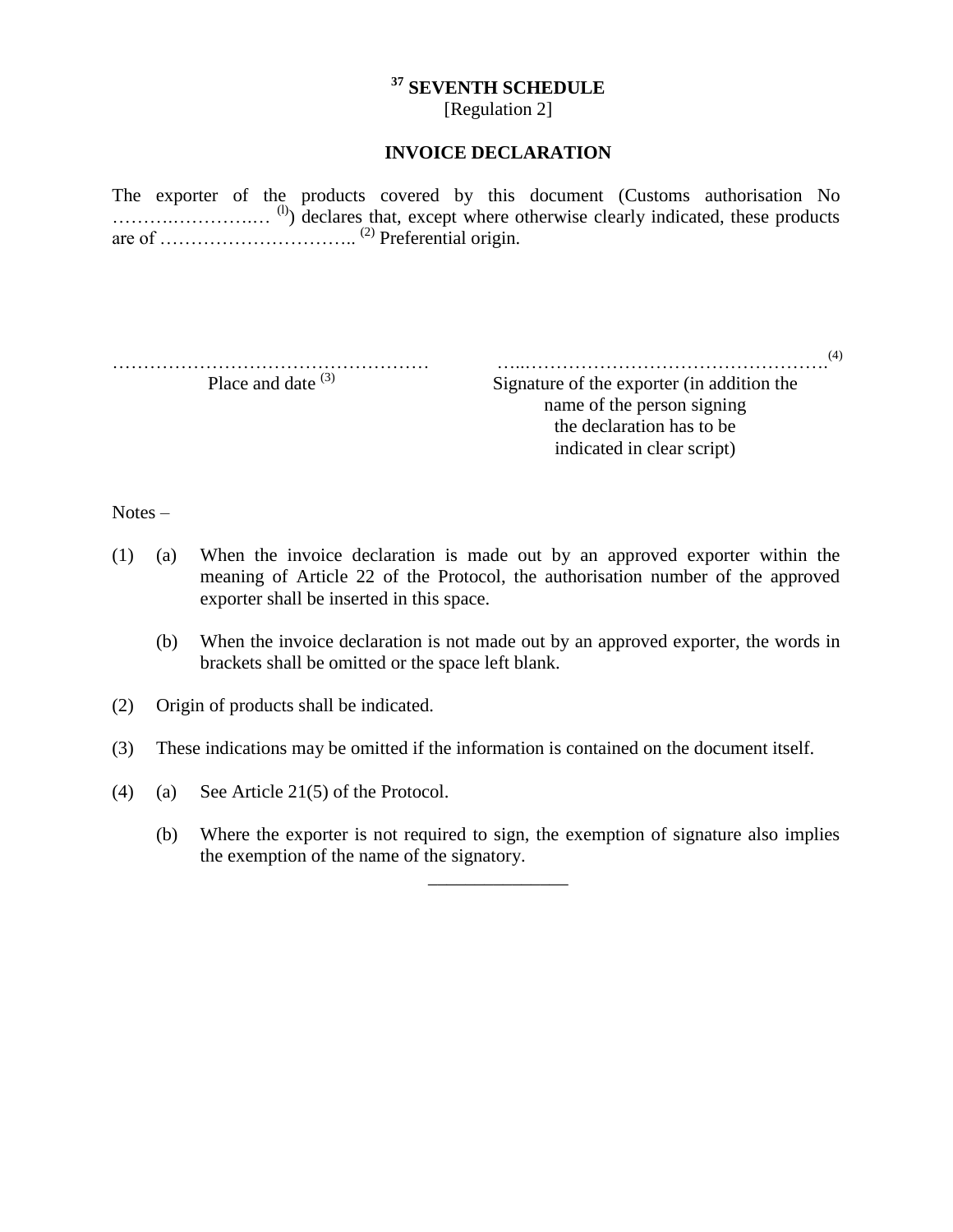# [37] SEVENTH SCHEDULE

[Regulation 2]

## INVOICE DECLARATION

The exporter of the products covered by this document (Customs authorisation No ……….…………… [(l)]) declares that, except where otherwise clearly indicated, these products are of ………………………….. [(2)] Preferential origin.

……………………………………………  
Place and date [(3)]

…..…………………………………………. [(4)]  
Signature of the exporter (in addition the name of the person signing the declaration has to be indicated in clear script)

Notes –

(1) (a) When the invoice declaration is made out by an approved exporter within the meaning of Article 22 of the Protocol, the authorisation number of the approved exporter shall be inserted in this space.

(b) When the invoice declaration is not made out by an approved exporter, the words in brackets shall be omitted or the space left blank.

(2) Origin of products shall be indicated.

(3) These indications may be omitted if the information is contained on the document itself.

(4) (a) See Article 21(5) of the Protocol.

(b) Where the exporter is not required to sign, the exemption of signature also implies the exemption of the name of the signatory.

---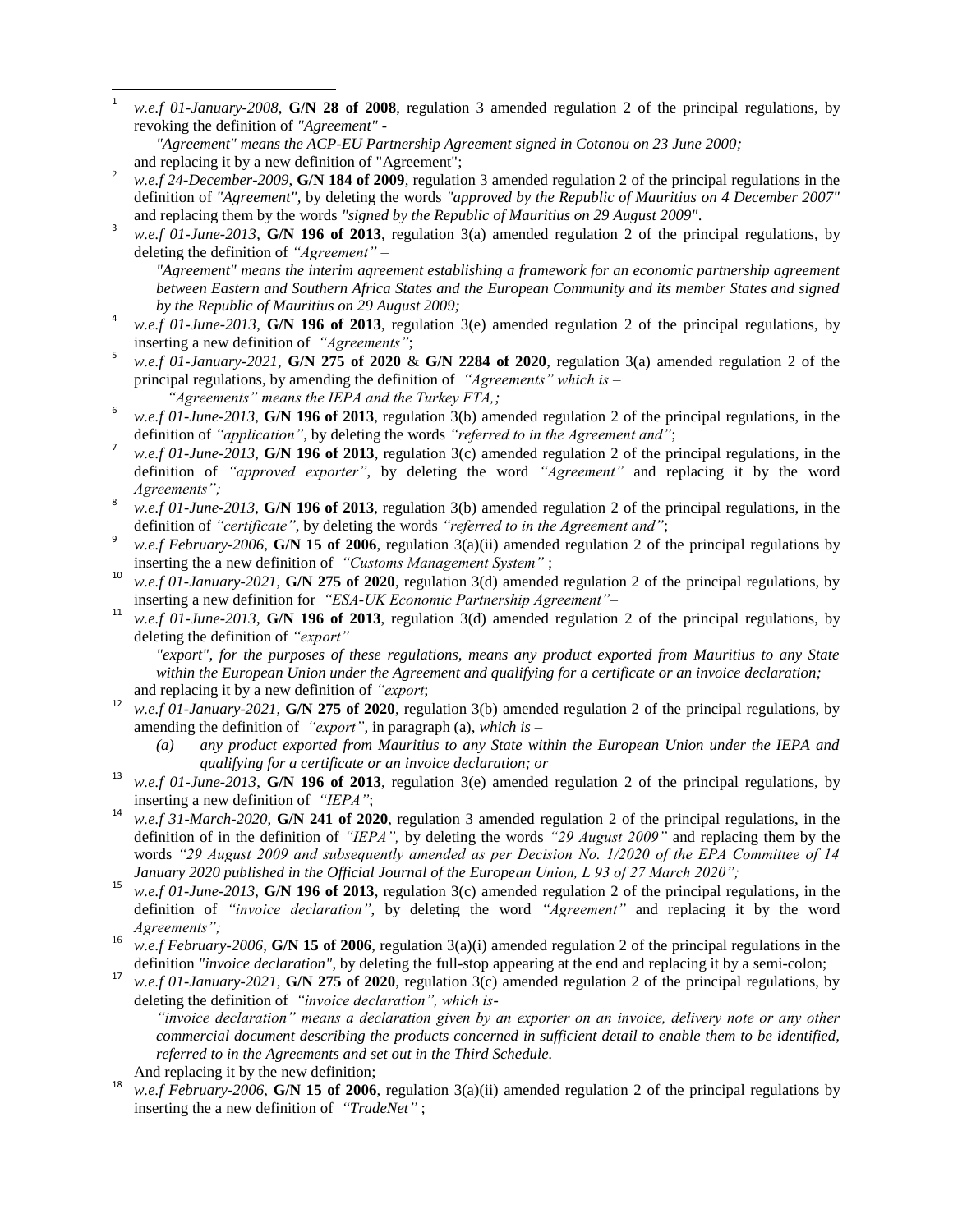[1] *w.e.f 01-January-2008*, **G/N 28 of 2008**, regulation 3 amended regulation 2 of the principal regulations, by revoking the definition of *"Agreement"* -

*"Agreement" means the ACP-EU Partnership Agreement signed in Cotonou on 23 June 2000;*

and replacing it by a new definition of "Agreement";

[2] *w.e.f 24-December-2009*, **G/N 184 of 2009**, regulation 3 amended regulation 2 of the principal regulations in the definition of *"Agreement"*, by deleting the words *"approved by the Republic of Mauritius on 4 December 2007"* and replacing them by the words *"signed by the Republic of Mauritius on 29 August 2009"*.

[3] *w.e.f 01-June-2013*, **G/N 196 of 2013**, regulation 3(a) amended regulation 2 of the principal regulations, by deleting the definition of *"Agreement" –*

*"Agreement" means the interim agreement establishing a framework for an economic partnership agreement between Eastern and Southern Africa States and the European Community and its member States and signed by the Republic of Mauritius on 29 August 2009;*

[4] *w.e.f 01-June-2013*, **G/N 196 of 2013**, regulation 3(e) amended regulation 2 of the principal regulations, by inserting a new definition of *"Agreements"*;

[5] *w.e.f 01-January-2021*, **G/N 275 of 2020** & **G/N 2284 of 2020**, regulation 3(a) amended regulation 2 of the principal regulations, by amending the definition of *"Agreements" which is –*

*"Agreements" means the IEPA and the Turkey FTA,;*

[6] *w.e.f 01-June-2013*, **G/N 196 of 2013**, regulation 3(b) amended regulation 2 of the principal regulations, in the definition of *"application"*, by deleting the words *"referred to in the Agreement and"*;

[7] *w.e.f 01-June-2013*, **G/N 196 of 2013**, regulation 3(c) amended regulation 2 of the principal regulations, in the definition of *"approved exporter"*, by deleting the word *"Agreement"* and replacing it by the word *Agreements";*

[8] *w.e.f 01-June-2013*, **G/N 196 of 2013**, regulation 3(b) amended regulation 2 of the principal regulations, in the definition of *"certificate"*, by deleting the words *"referred to in the Agreement and"*;

[9] *w.e.f February-2006*, **G/N 15 of 2006**, regulation 3(a)(ii) amended regulation 2 of the principal regulations by inserting the a new definition of *"Customs Management System"* ;

[10] *w.e.f 01-January-2021*, **G/N 275 of 2020**, regulation 3(d) amended regulation 2 of the principal regulations, by inserting a new definition for *"ESA-UK Economic Partnership Agreement"–*

[11] *w.e.f 01-June-2013*, **G/N 196 of 2013**, regulation 3(d) amended regulation 2 of the principal regulations, by deleting the definition of *"export"*

*"export", for the purposes of these regulations, means any product exported from Mauritius to any State within the European Union under the Agreement and qualifying for a certificate or an invoice declaration;*

and replacing it by a new definition of *"export*;

[12] *w.e.f 01-January-2021*, **G/N 275 of 2020**, regulation 3(b) amended regulation 2 of the principal regulations, by amending the definition of *"export"*, in paragraph (a), *which is –*

*(a) any product exported from Mauritius to any State within the European Union under the IEPA and qualifying for a certificate or an invoice declaration; or*

[13] *w.e.f 01-June-2013*, **G/N 196 of 2013**, regulation 3(e) amended regulation 2 of the principal regulations, by inserting a new definition of *"IEPA"*;

[14] *w.e.f 31-March-2020*, **G/N 241 of 2020**, regulation 3 amended regulation 2 of the principal regulations, in the definition of in the definition of *"IEPA",* by deleting the words *"29 August 2009"* and replacing them by the words *"29 August 2009 and subsequently amended as per Decision No. 1/2020 of the EPA Committee of 14 January 2020 published in the Official Journal of the European Union, L 93 of 27 March 2020";*

[15] *w.e.f 01-June-2013*, **G/N 196 of 2013**, regulation 3(c) amended regulation 2 of the principal regulations, in the definition of *"invoice declaration"*, by deleting the word *"Agreement"* and replacing it by the word *Agreements";*

[16] *w.e.f February-2006*, **G/N 15 of 2006**, regulation 3(a)(i) amended regulation 2 of the principal regulations in the definition *"invoice declaration"*, by deleting the full-stop appearing at the end and replacing it by a semi-colon;

[17] *w.e.f 01-January-2021*, **G/N 275 of 2020**, regulation 3(c) amended regulation 2 of the principal regulations, by deleting the definition of *"invoice declaration", which is-*

*"invoice declaration" means a declaration given by an exporter on an invoice, delivery note or any other commercial document describing the products concerned in sufficient detail to enable them to be identified, referred to in the Agreements and set out in the Third Schedule.*

And replacing it by the new definition;

[18] *w.e.f February-2006*, **G/N 15 of 2006**, regulation 3(a)(ii) amended regulation 2 of the principal regulations by inserting the a new definition of *"TradeNet"* ;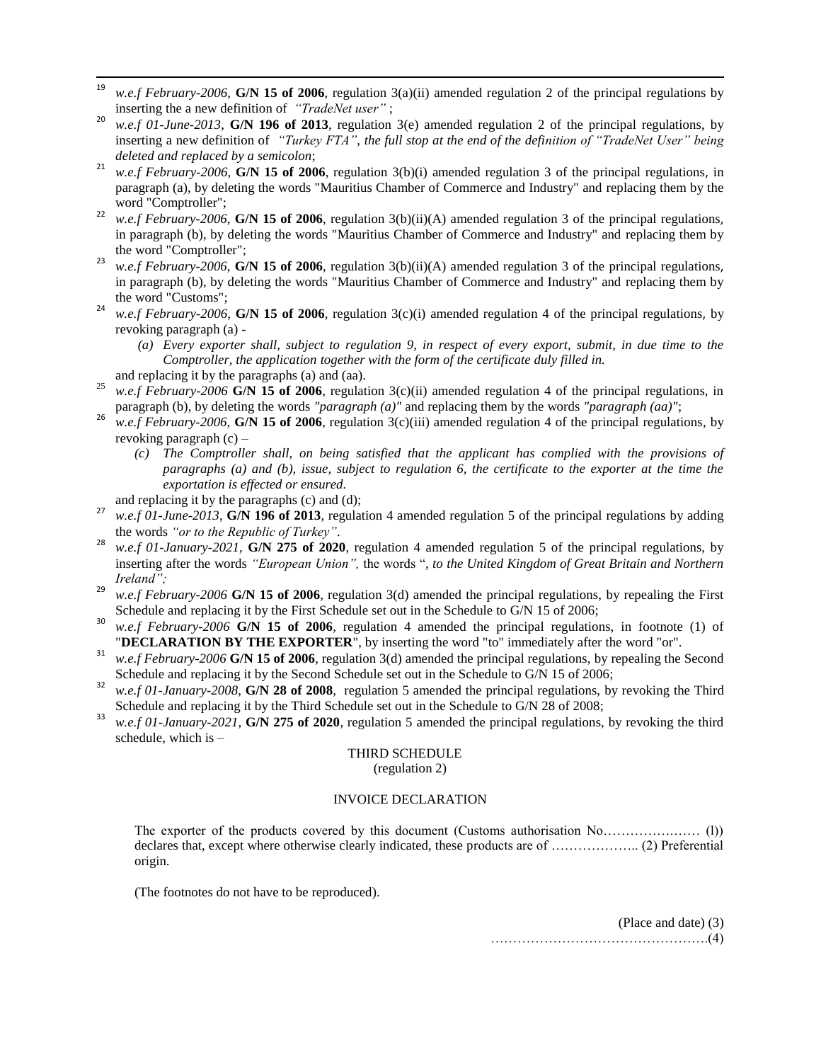[19] *w.e.f February-2006*, **G/N 15 of 2006**, regulation 3(a)(ii) amended regulation 2 of the principal regulations by inserting the a new definition of *"TradeNet user"* ;

[20] *w.e.f 01-June-2013*, **G/N 196 of 2013**, regulation 3(e) amended regulation 2 of the principal regulations, by inserting a new definition of *"Turkey FTA", the full stop at the end of the definition of "TradeNet User" being deleted and replaced by a semicolon*;

[21] *w.e.f February-2006*, **G/N 15 of 2006**, regulation 3(b)(i) amended regulation 3 of the principal regulations, in paragraph (a), by deleting the words "Mauritius Chamber of Commerce and Industry" and replacing them by the word "Comptroller";

[22] *w.e.f February-2006*, **G/N 15 of 2006**, regulation 3(b)(ii)(A) amended regulation 3 of the principal regulations, in paragraph (b), by deleting the words "Mauritius Chamber of Commerce and Industry" and replacing them by the word "Comptroller";

[23] *w.e.f February-2006*, **G/N 15 of 2006**, regulation 3(b)(ii)(A) amended regulation 3 of the principal regulations, in paragraph (b), by deleting the words "Mauritius Chamber of Commerce and Industry" and replacing them by the word "Customs";

[24] *w.e.f February-2006*, **G/N 15 of 2006**, regulation 3(c)(i) amended regulation 4 of the principal regulations, by revoking paragraph (a) -

> *(a) Every exporter shall, subject to regulation 9, in respect of every export, submit, in due time to the Comptroller, the application together with the form of the certificate duly filled in.*

and replacing it by the paragraphs (a) and (aa).

[25] *w.e.f February-2006* **G/N 15 of 2006**, regulation 3(c)(ii) amended regulation 4 of the principal regulations, in paragraph (b), by deleting the words *"paragraph (a)"* and replacing them by the words *"paragraph (aa)"*;

[26] *w.e.f February-2006*, **G/N 15 of 2006**, regulation 3(c)(iii) amended regulation 4 of the principal regulations, by revoking paragraph (c) –

> *(c) The Comptroller shall, on being satisfied that the applicant has complied with the provisions of paragraphs (a) and (b), issue, subject to regulation 6, the certificate to the exporter at the time the exportation is effected or ensured.*

and replacing it by the paragraphs (c) and (d);

[27] *w.e.f 01-June-2013*, **G/N 196 of 2013**, regulation 4 amended regulation 5 of the principal regulations by adding the words *"or to the Republic of Turkey"*.

[28] *w.e.f 01-January-2021*, **G/N 275 of 2020**, regulation 4 amended regulation 5 of the principal regulations, by inserting after the words *"European Union",* the words "*, to the United Kingdom of Great Britain and Northern Ireland";*

[29] *w.e.f February-2006* **G/N 15 of 2006**, regulation 3(d) amended the principal regulations, by repealing the First Schedule and replacing it by the First Schedule set out in the Schedule to G/N 15 of 2006;

[30] *w.e.f February-2006* **G/N 15 of 2006**, regulation 4 amended the principal regulations, in footnote (1) of "**DECLARATION BY THE EXPORTER**", by inserting the word "to" immediately after the word "or".

[31] *w.e.f February-2006* **G/N 15 of 2006**, regulation 3(d) amended the principal regulations, by repealing the Second Schedule and replacing it by the Second Schedule set out in the Schedule to G/N 15 of 2006;

[32] *w.e.f 01-January-2008*, **G/N 28 of 2008**, regulation 5 amended the principal regulations, by revoking the Third Schedule and replacing it by the Third Schedule set out in the Schedule to G/N 28 of 2008;

[33] *w.e.f 01-January-2021*, **G/N 275 of 2020**, regulation 5 amended the principal regulations, by revoking the third schedule, which is –

THIRD SCHEDULE
(regulation 2)

INVOICE DECLARATION

The exporter of the products covered by this document (Customs authorisation No………………… (l)) declares that, except where otherwise clearly indicated, these products are of ……………….. (2) Preferential origin.

(The footnotes do not have to be reproduced).

(Place and date) (3)
………………………………………….(4)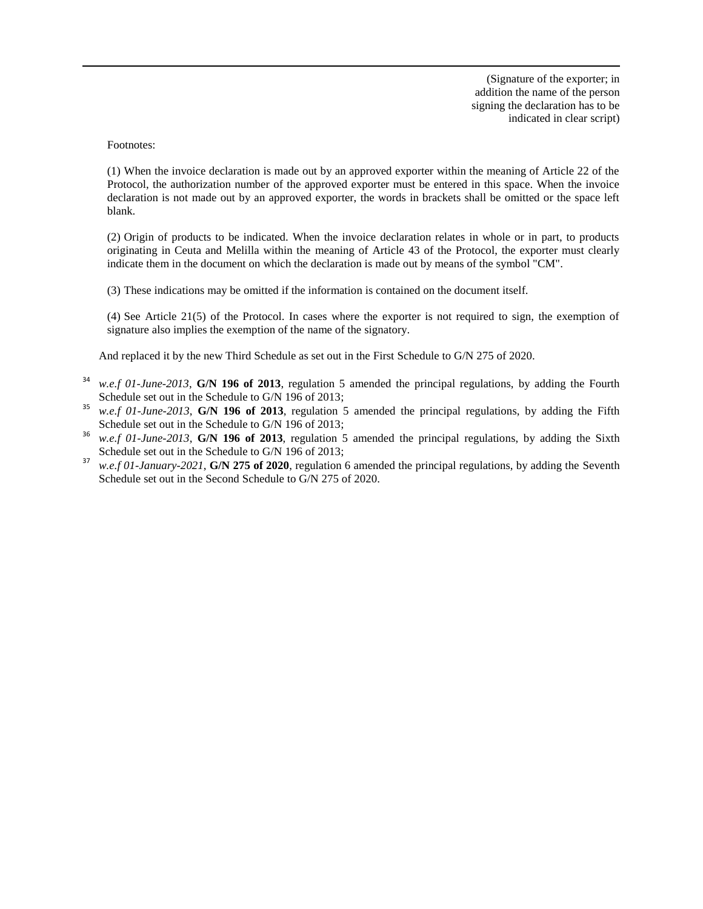(Signature of the exporter; in addition the name of the person signing the declaration has to be indicated in clear script)

Footnotes:

(1) When the invoice declaration is made out by an approved exporter within the meaning of Article 22 of the Protocol, the authorization number of the approved exporter must be entered in this space. When the invoice declaration is not made out by an approved exporter, the words in brackets shall be omitted or the space left blank.

(2) Origin of products to be indicated. When the invoice declaration relates in whole or in part, to products originating in Ceuta and Melilla within the meaning of Article 43 of the Protocol, the exporter must clearly indicate them in the document on which the declaration is made out by means of the symbol "CM".

(3) These indications may be omitted if the information is contained on the document itself.

(4) See Article 21(5) of the Protocol. In cases where the exporter is not required to sign, the exemption of signature also implies the exemption of the name of the signatory.

And replaced it by the new Third Schedule as set out in the First Schedule to G/N 275 of 2020.

[34] *w.e.f 01-June-2013*, **G/N 196 of 2013**, regulation 5 amended the principal regulations, by adding the Fourth Schedule set out in the Schedule to G/N 196 of 2013;

[35] *w.e.f 01-June-2013*, **G/N 196 of 2013**, regulation 5 amended the principal regulations, by adding the Fifth Schedule set out in the Schedule to G/N 196 of 2013;

[36] *w.e.f 01-June-2013*, **G/N 196 of 2013**, regulation 5 amended the principal regulations, by adding the Sixth Schedule set out in the Schedule to G/N 196 of 2013;

[37] *w.e.f 01-January-2021*, **G/N 275 of 2020**, regulation 6 amended the principal regulations, by adding the Seventh Schedule set out in the Second Schedule to G/N 275 of 2020.